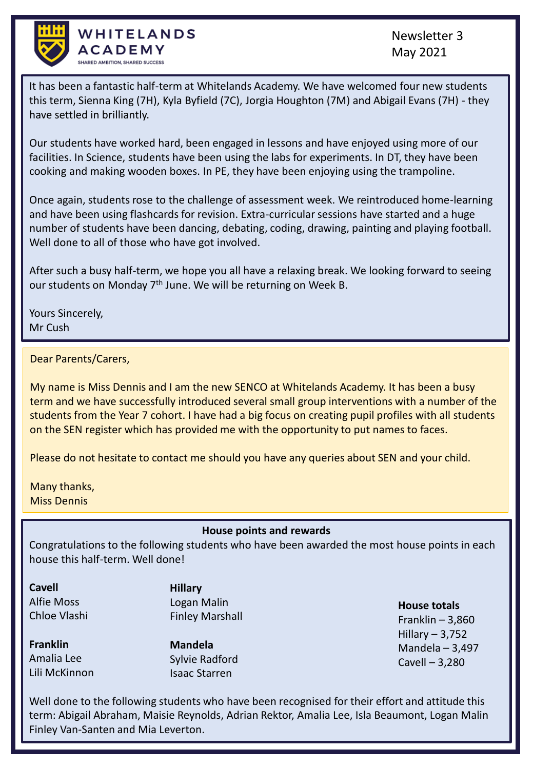WHITELANDS ACADEMY

SHARED AMBITION, SHARED SUCCESS

Newsletter 3
May 2021

It has been a fantastic half-term at Whitelands Academy. We have welcomed four new students this term, Sienna King (7H), Kyla Byfield (7C), Jorgia Houghton (7M) and Abigail Evans (7H) - they have settled in brilliantly.

Our students have worked hard, been engaged in lessons and have enjoyed using more of our facilities. In Science, students have been using the labs for experiments. In DT, they have been cooking and making wooden boxes. In PE, they have been enjoying using the trampoline.

Once again, students rose to the challenge of assessment week. We reintroduced home-learning and have been using flashcards for revision. Extra-curricular sessions have started and a huge number of students have been dancing, debating, coding, drawing, painting and playing football. Well done to all of those who have got involved.

After such a busy half-term, we hope you all have a relaxing break. We looking forward to seeing our students on Monday 7th June. We will be returning on Week B.

Yours Sincerely,
Mr Cush

Dear Parents/Carers,

My name is Miss Dennis and I am the new SENCO at Whitelands Academy. It has been a busy term and we have successfully introduced several small group interventions with a number of the students from the Year 7 cohort. I have had a big focus on creating pupil profiles with all students on the SEN register which has provided me with the opportunity to put names to faces.

Please do not hesitate to contact me should you have any queries about SEN and your child.

Many thanks,
Miss Dennis

**House points and rewards**

Congratulations to the following students who have been awarded the most house points in each house this half-term. Well done!

**Cavell**
Alfie Moss
Chloe Vlashi

**Franklin**
Amalia Lee
Lili McKinnon

**Hillary**
Logan Malin
Finley Marshall

**Mandela**
Sylvie Radford
Isaac Starren

**House totals**
Franklin – 3,860
Hillary – 3,752
Mandela – 3,497
Cavell – 3,280

Well done to the following students who have been recognised for their effort and attitude this term: Abigail Abraham, Maisie Reynolds, Adrian Rektor, Amalia Lee, Isla Beaumont, Logan Malin Finley Van-Santen and Mia Leverton.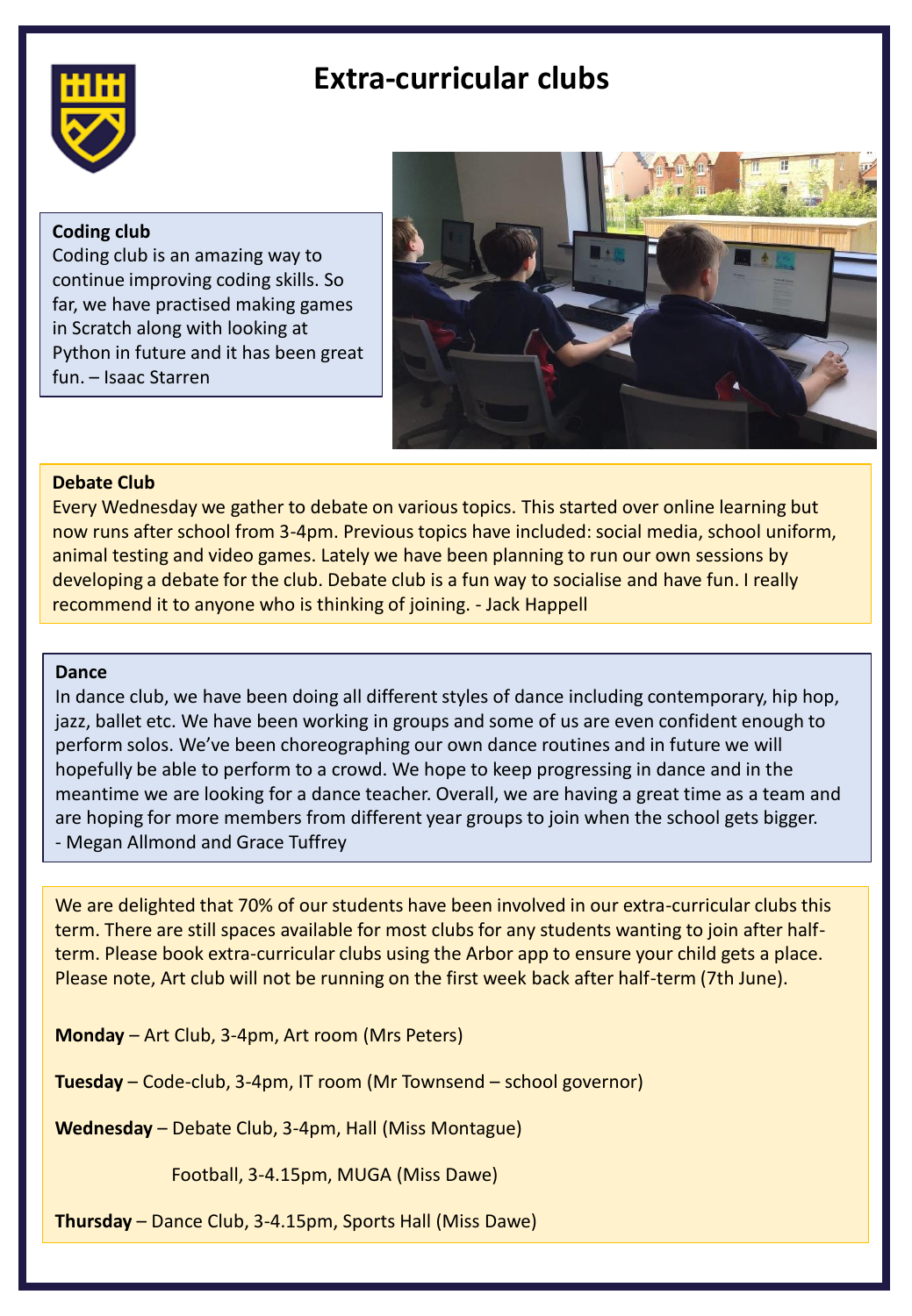# Extra-curricular clubs

**Coding club**

Coding club is an amazing way to continue improving coding skills. So far, we have practised making games in Scratch along with looking at Python in future and it has been great fun. – Isaac Starren

**Debate Club**

Every Wednesday we gather to debate on various topics. This started over online learning but now runs after school from 3-4pm. Previous topics have included: social media, school uniform, animal testing and video games. Lately we have been planning to run our own sessions by developing a debate for the club. Debate club is a fun way to socialise and have fun. I really recommend it to anyone who is thinking of joining. - Jack Happell

**Dance**

In dance club, we have been doing all different styles of dance including contemporary, hip hop, jazz, ballet etc. We have been working in groups and some of us are even confident enough to perform solos. We've been choreographing our own dance routines and in future we will hopefully be able to perform to a crowd. We hope to keep progressing in dance and in the meantime we are looking for a dance teacher. Overall, we are having a great time as a team and are hoping for more members from different year groups to join when the school gets bigger.
- Megan Allmond and Grace Tuffrey

We are delighted that 70% of our students have been involved in our extra-curricular clubs this term. There are still spaces available for most clubs for any students wanting to join after half-term. Please book extra-curricular clubs using the Arbor app to ensure your child gets a place. Please note, Art club will not be running on the first week back after half-term (7th June).

**Monday** – Art Club, 3-4pm, Art room (Mrs Peters)

**Tuesday** – Code-club, 3-4pm, IT room (Mr Townsend – school governor)

**Wednesday** – Debate Club, 3-4pm, Hall (Miss Montague)

Football, 3-4.15pm, MUGA (Miss Dawe)

**Thursday** – Dance Club, 3-4.15pm, Sports Hall (Miss Dawe)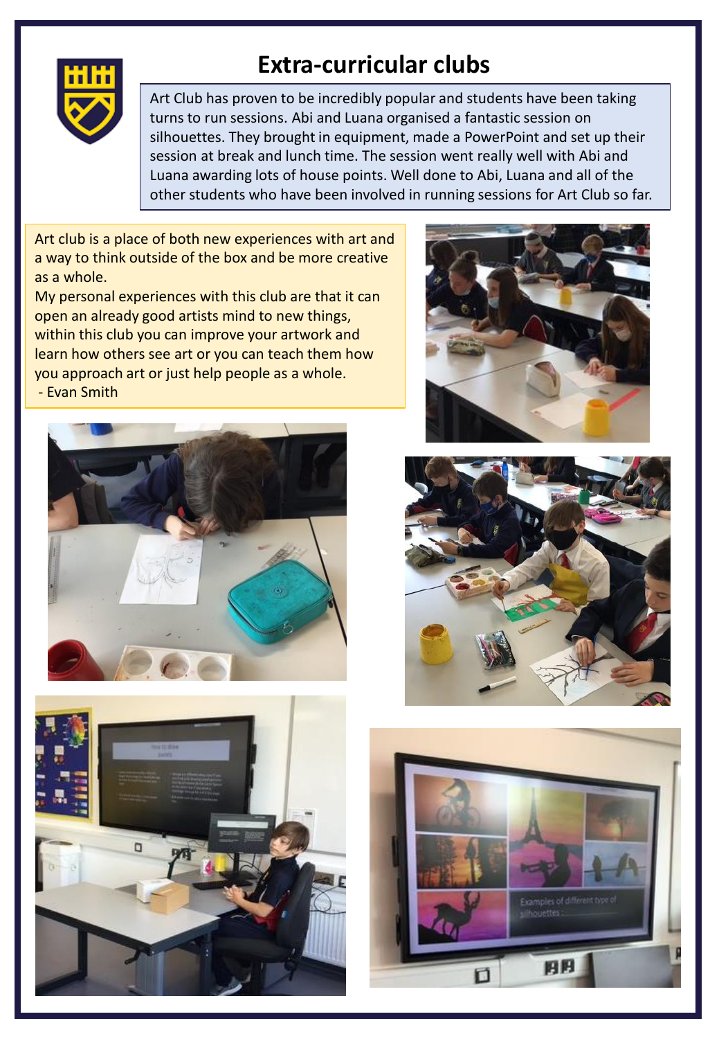# Extra-curricular clubs

Art Club has proven to be incredibly popular and students have been taking turns to run sessions. Abi and Luana organised a fantastic session on silhouettes. They brought in equipment, made a PowerPoint and set up their session at break and lunch time. The session went really well with Abi and Luana awarding lots of house points. Well done to Abi, Luana and all of the other students who have been involved in running sessions for Art Club so far.

Art club is a place of both new experiences with art and a way to think outside of the box and be more creative as a whole.
My personal experiences with this club are that it can open an already good artists mind to new things, within this club you can improve your artwork and learn how others see art or you can teach them how you approach art or just help people as a whole.
 - Evan Smith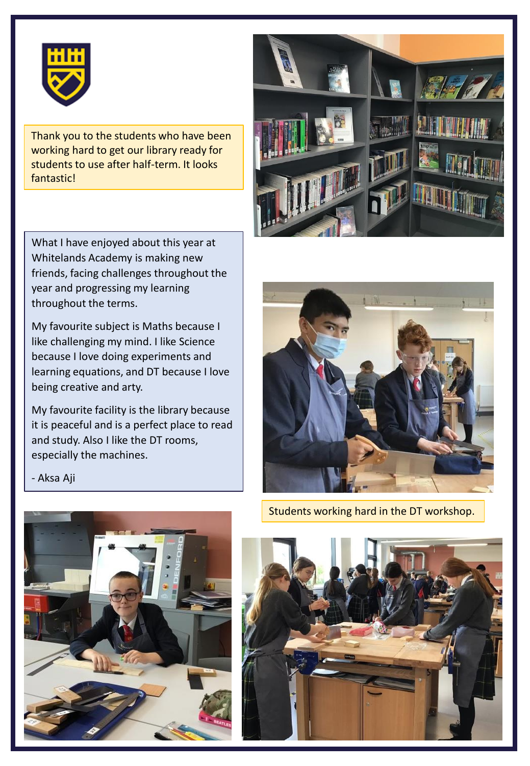Thank you to the students who have been working hard to get our library ready for students to use after half-term. It looks fantastic!

What I have enjoyed about this year at Whitelands Academy is making new friends, facing challenges throughout the year and progressing my learning throughout the terms.

My favourite subject is Maths because I like challenging my mind. I like Science because I love doing experiments and learning equations, and DT because I love being creative and arty.

My favourite facility is the library because it is peaceful and is a perfect place to read and study. Also I like the DT rooms, especially the machines.

- Aksa Aji

Students working hard in the DT workshop.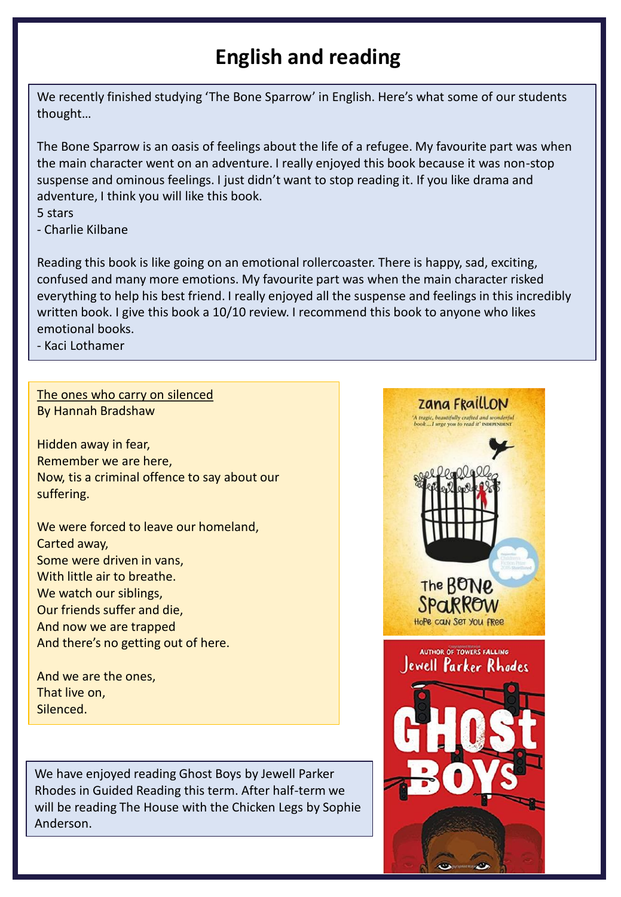# English and reading

We recently finished studying 'The Bone Sparrow' in English. Here's what some of our students thought…

The Bone Sparrow is an oasis of feelings about the life of a refugee. My favourite part was when the main character went on an adventure. I really enjoyed this book because it was non-stop suspense and ominous feelings. I just didn't want to stop reading it. If you like drama and adventure, I think you will like this book.
5 stars
- Charlie Kilbane

Reading this book is like going on an emotional rollercoaster. There is happy, sad, exciting, confused and many more emotions. My favourite part was when the main character risked everything to help his best friend. I really enjoyed all the suspense and feelings in this incredibly written book. I give this book a 10/10 review. I recommend this book to anyone who likes emotional books.
- Kaci Lothamer

<u>The ones who carry on silenced</u>
By Hannah Bradshaw

Hidden away in fear,
Remember we are here,
Now, tis a criminal offence to say about our suffering.

We were forced to leave our homeland,
Carted away,
Some were driven in vans,
With little air to breathe.
We watch our siblings,
Our friends suffer and die,
And now we are trapped
And there's no getting out of here.

And we are the ones,
That live on,
Silenced.

We have enjoyed reading Ghost Boys by Jewell Parker Rhodes in Guided Reading this term. After half-term we will be reading The House with the Chicken Legs by Sophie Anderson.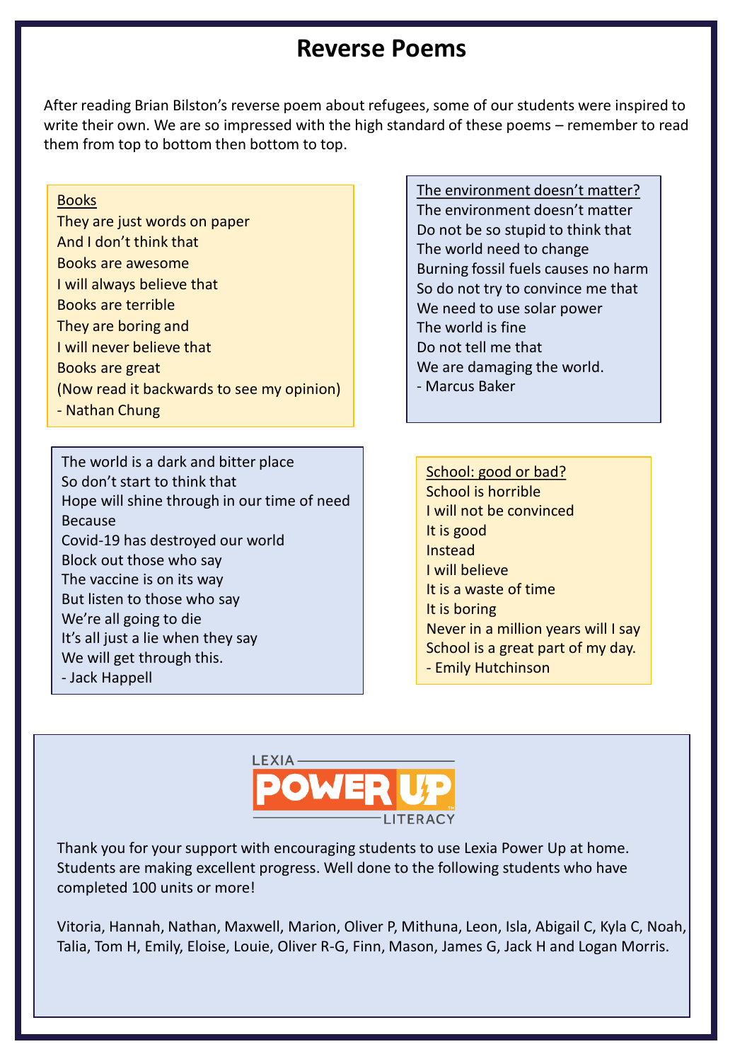# Reverse Poems

After reading Brian Bilston's reverse poem about refugees, some of our students were inspired to write their own. We are so impressed with the high standard of these poems – remember to read them from top to bottom then bottom to top.

**Books**

They are just words on paper
And I don't think that
Books are awesome
I will always believe that
Books are terrible
They are boring and
I will never believe that
Books are great
(Now read it backwards to see my opinion)
- Nathan Chung

**The environment doesn't matter?**

The environment doesn't matter
Do not be so stupid to think that
The world need to change
Burning fossil fuels causes no harm
So do not try to convince me that
We need to use solar power
The world is fine
Do not tell me that
We are damaging the world.
- Marcus Baker

The world is a dark and bitter place
So don't start to think that
Hope will shine through in our time of need
Because
Covid-19 has destroyed our world
Block out those who say
The vaccine is on its way
But listen to those who say
We're all going to die
It's all just a lie when they say
We will get through this.
- Jack Happell

**School: good or bad?**

School is horrible
I will not be convinced
It is good
Instead
I will believe
It is a waste of time
It is boring
Never in a million years will I say
School is a great part of my day.
- Emily Hutchinson

LEXIA POWER UP LITERACY

Thank you for your support with encouraging students to use Lexia Power Up at home. Students are making excellent progress. Well done to the following students who have completed 100 units or more!

Vitoria, Hannah, Nathan, Maxwell, Marion, Oliver P, Mithuna, Leon, Isla, Abigail C, Kyla C, Noah, Talia, Tom H, Emily, Eloise, Louie, Oliver R-G, Finn, Mason, James G, Jack H and Logan Morris.